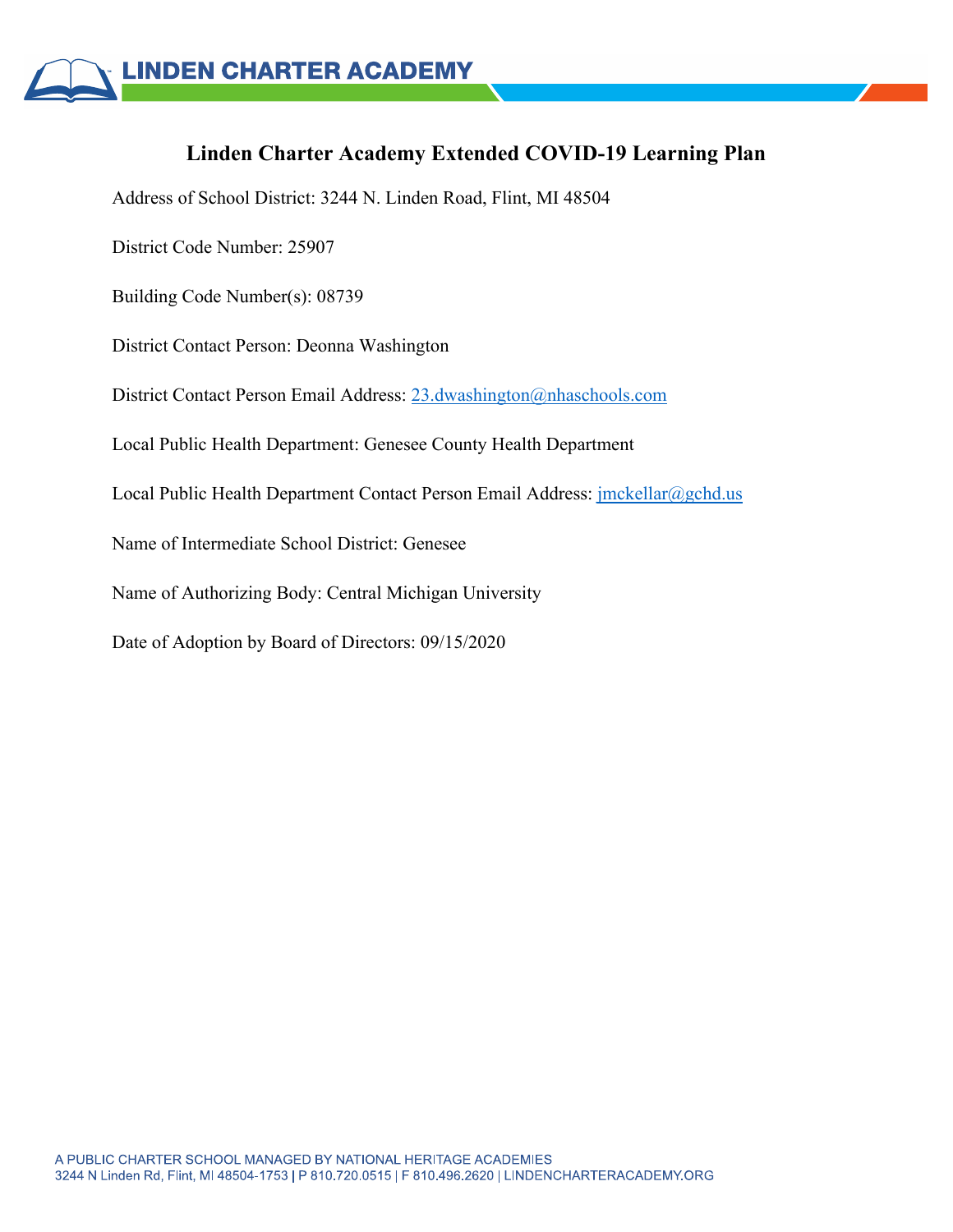LINDEN CHARTER ACADEMY

# Linden Charter Academy Extended COVID-19 Learning Plan

Address of School District: 3244 N. Linden Road, Flint, MI 48504

District Code Number: 25907

Building Code Number(s): 08739

District Contact Person: Deonna Washington

District Contact Person Email Address: 23.dwashington@nhaschools.com

Local Public Health Department: Genesee County Health Department

Local Public Health Department Contact Person Email Address: jmckellar@gchd.us

Name of Intermediate School District: Genesee

Name of Authorizing Body: Central Michigan University

Date of Adoption by Board of Directors: 09/15/2020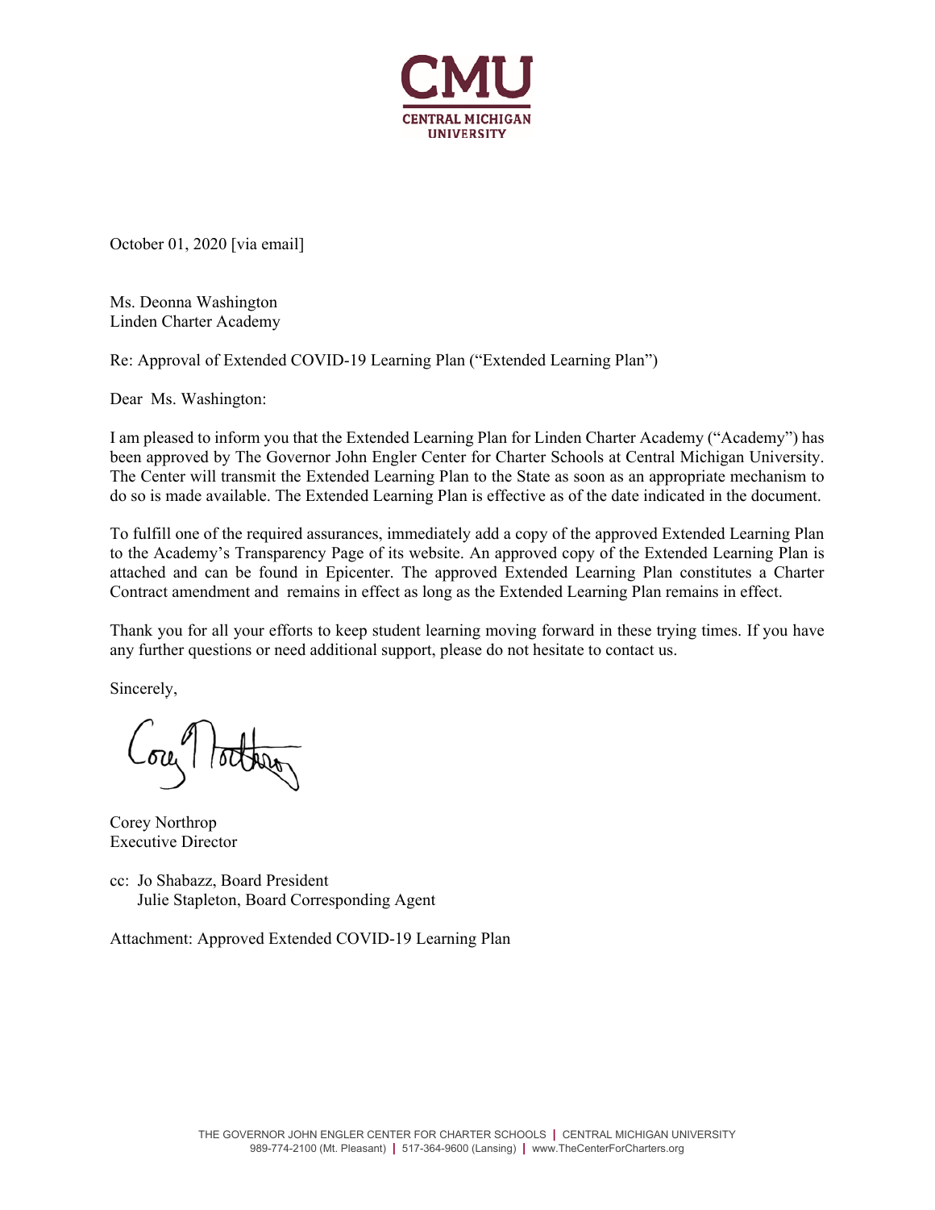October 01, 2020 [via email]

Ms. Deonna Washington
Linden Charter Academy

Re: Approval of Extended COVID-19 Learning Plan ("Extended Learning Plan")

Dear Ms. Washington:

I am pleased to inform you that the Extended Learning Plan for Linden Charter Academy ("Academy") has been approved by The Governor John Engler Center for Charter Schools at Central Michigan University. The Center will transmit the Extended Learning Plan to the State as soon as an appropriate mechanism to do so is made available. The Extended Learning Plan is effective as of the date indicated in the document.

To fulfill one of the required assurances, immediately add a copy of the approved Extended Learning Plan to the Academy's Transparency Page of its website. An approved copy of the Extended Learning Plan is attached and can be found in Epicenter. The approved Extended Learning Plan constitutes a Charter Contract amendment and remains in effect as long as the Extended Learning Plan remains in effect.

Thank you for all your efforts to keep student learning moving forward in these trying times. If you have any further questions or need additional support, please do not hesitate to contact us.

Sincerely,

Corey Northrop
Executive Director

cc: Jo Shabazz, Board President
Julie Stapleton, Board Corresponding Agent

Attachment: Approved Extended COVID-19 Learning Plan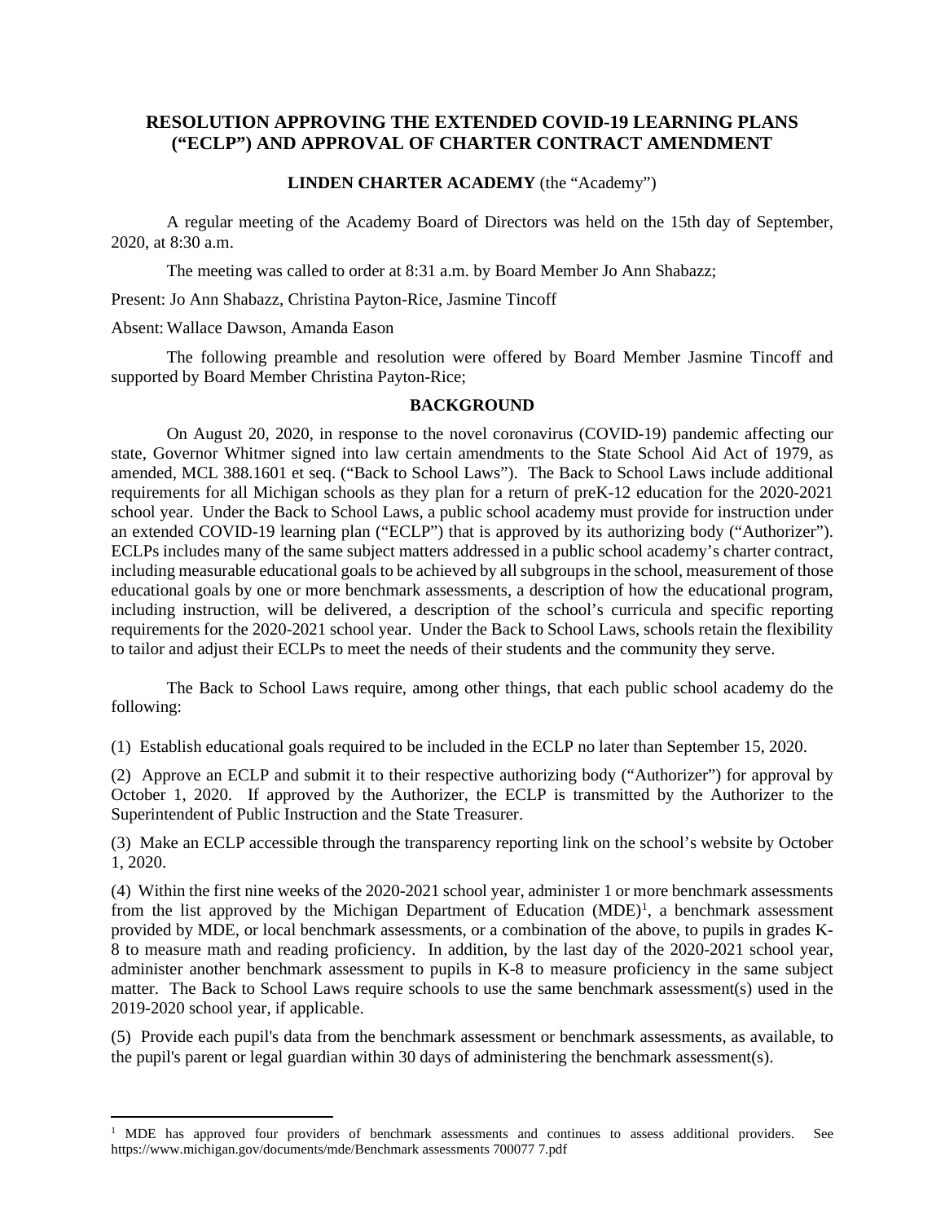## RESOLUTION APPROVING THE EXTENDED COVID-19 LEARNING PLANS ("ECLP") AND APPROVAL OF CHARTER CONTRACT AMENDMENT

**LINDEN CHARTER ACADEMY** (the "Academy")

A regular meeting of the Academy Board of Directors was held on the 15th day of September, 2020, at 8:30 a.m.

The meeting was called to order at 8:31 a.m. by Board Member Jo Ann Shabazz;

Present: Jo Ann Shabazz, Christina Payton-Rice, Jasmine Tincoff

Absent: Wallace Dawson, Amanda Eason

The following preamble and resolution were offered by Board Member Jasmine Tincoff and supported by Board Member Christina Payton-Rice;

### BACKGROUND

On August 20, 2020, in response to the novel coronavirus (COVID-19) pandemic affecting our state, Governor Whitmer signed into law certain amendments to the State School Aid Act of 1979, as amended, MCL 388.1601 et seq. ("Back to School Laws"). The Back to School Laws include additional requirements for all Michigan schools as they plan for a return of preK-12 education for the 2020-2021 school year. Under the Back to School Laws, a public school academy must provide for instruction under an extended COVID-19 learning plan ("ECLP") that is approved by its authorizing body ("Authorizer"). ECLPs includes many of the same subject matters addressed in a public school academy's charter contract, including measurable educational goals to be achieved by all subgroups in the school, measurement of those educational goals by one or more benchmark assessments, a description of how the educational program, including instruction, will be delivered, a description of the school's curricula and specific reporting requirements for the 2020-2021 school year. Under the Back to School Laws, schools retain the flexibility to tailor and adjust their ECLPs to meet the needs of their students and the community they serve.

The Back to School Laws require, among other things, that each public school academy do the following:

(1) Establish educational goals required to be included in the ECLP no later than September 15, 2020.

(2) Approve an ECLP and submit it to their respective authorizing body ("Authorizer") for approval by October 1, 2020. If approved by the Authorizer, the ECLP is transmitted by the Authorizer to the Superintendent of Public Instruction and the State Treasurer.

(3) Make an ECLP accessible through the transparency reporting link on the school's website by October 1, 2020.

(4) Within the first nine weeks of the 2020-2021 school year, administer 1 or more benchmark assessments from the list approved by the Michigan Department of Education (MDE)[1], a benchmark assessment provided by MDE, or local benchmark assessments, or a combination of the above, to pupils in grades K-8 to measure math and reading proficiency. In addition, by the last day of the 2020-2021 school year, administer another benchmark assessment to pupils in K-8 to measure proficiency in the same subject matter. The Back to School Laws require schools to use the same benchmark assessment(s) used in the 2019-2020 school year, if applicable.

(5) Provide each pupil's data from the benchmark assessment or benchmark assessments, as available, to the pupil's parent or legal guardian within 30 days of administering the benchmark assessment(s).

---

[1] MDE has approved four providers of benchmark assessments and continues to assess additional providers. See https://www.michigan.gov/documents/mde/Benchmark assessments 700077 7.pdf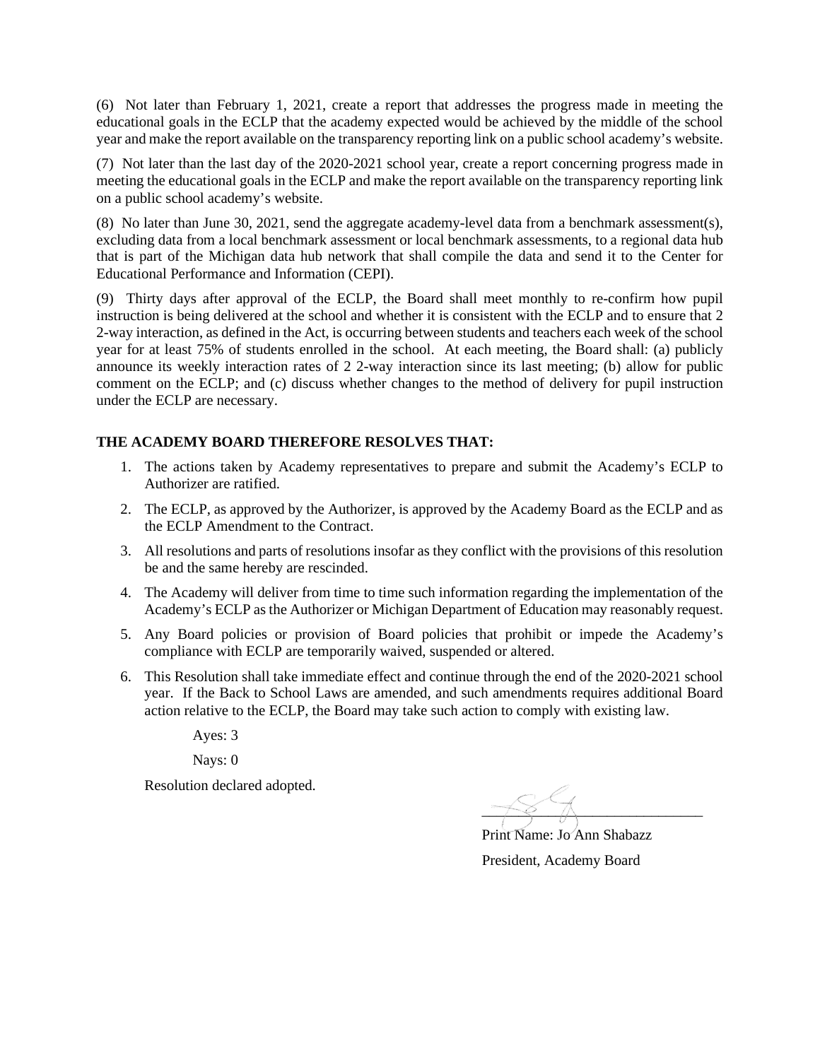(6) Not later than February 1, 2021, create a report that addresses the progress made in meeting the educational goals in the ECLP that the academy expected would be achieved by the middle of the school year and make the report available on the transparency reporting link on a public school academy's website.

(7) Not later than the last day of the 2020-2021 school year, create a report concerning progress made in meeting the educational goals in the ECLP and make the report available on the transparency reporting link on a public school academy's website.

(8) No later than June 30, 2021, send the aggregate academy-level data from a benchmark assessment(s), excluding data from a local benchmark assessment or local benchmark assessments, to a regional data hub that is part of the Michigan data hub network that shall compile the data and send it to the Center for Educational Performance and Information (CEPI).

(9) Thirty days after approval of the ECLP, the Board shall meet monthly to re-confirm how pupil instruction is being delivered at the school and whether it is consistent with the ECLP and to ensure that 2 2-way interaction, as defined in the Act, is occurring between students and teachers each week of the school year for at least 75% of students enrolled in the school. At each meeting, the Board shall: (a) publicly announce its weekly interaction rates of 2 2-way interaction since its last meeting; (b) allow for public comment on the ECLP; and (c) discuss whether changes to the method of delivery for pupil instruction under the ECLP are necessary.

**THE ACADEMY BOARD THEREFORE RESOLVES THAT:**

1. The actions taken by Academy representatives to prepare and submit the Academy's ECLP to Authorizer are ratified.
2. The ECLP, as approved by the Authorizer, is approved by the Academy Board as the ECLP and as the ECLP Amendment to the Contract.
3. All resolutions and parts of resolutions insofar as they conflict with the provisions of this resolution be and the same hereby are rescinded.
4. The Academy will deliver from time to time such information regarding the implementation of the Academy's ECLP as the Authorizer or Michigan Department of Education may reasonably request.
5. Any Board policies or provision of Board policies that prohibit or impede the Academy's compliance with ECLP are temporarily waived, suspended or altered.
6. This Resolution shall take immediate effect and continue through the end of the 2020-2021 school year. If the Back to School Laws are amended, and such amendments requires additional Board action relative to the ECLP, the Board may take such action to comply with existing law.

Ayes: 3

Nays: 0

Resolution declared adopted.

\_\_\_\_\_\_\_\_\_\_\_\_\_\_\_\_\_\_\_\_\_\_\_\_\_\_\_\_

Print Name: Jo Ann Shabazz

President, Academy Board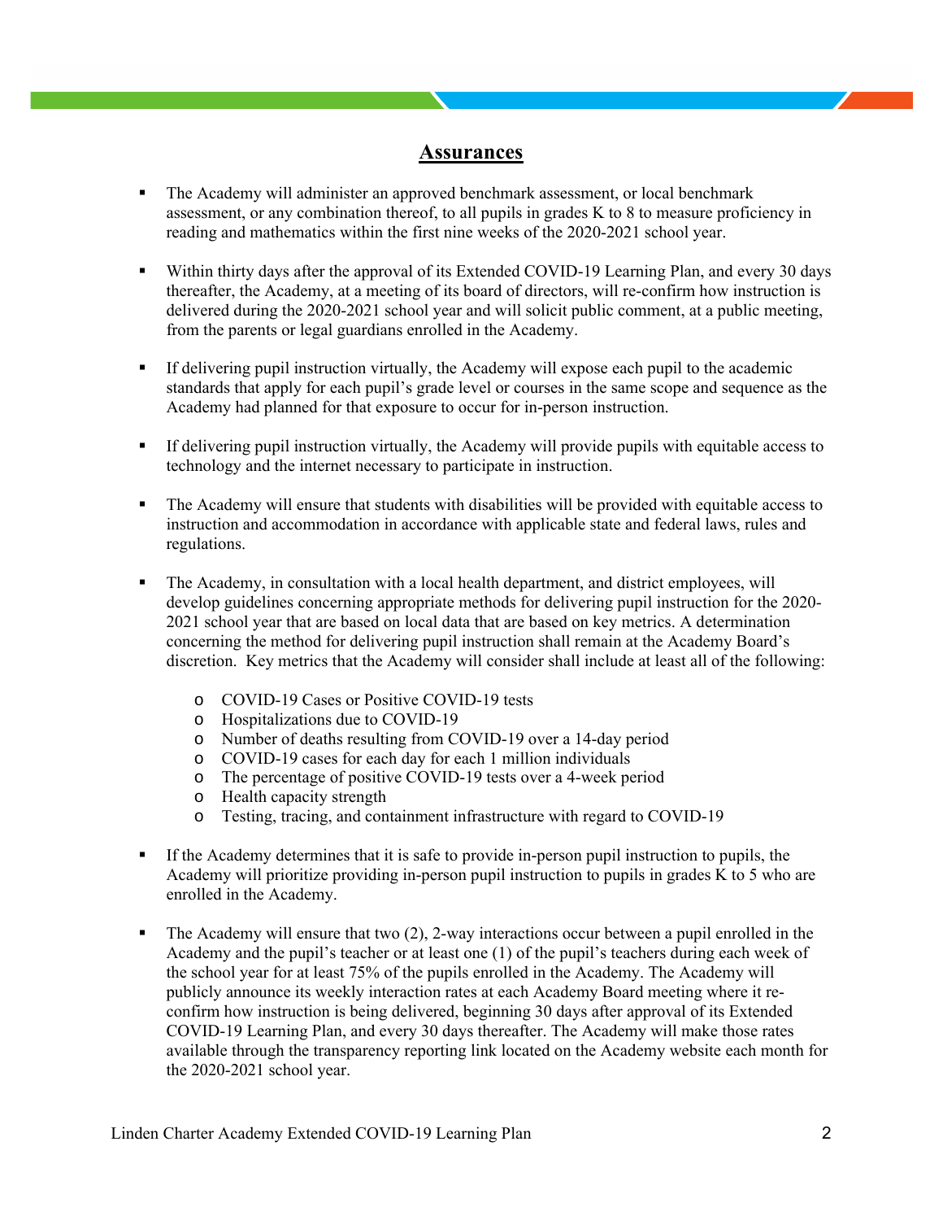## Assurances

- The Academy will administer an approved benchmark assessment, or local benchmark assessment, or any combination thereof, to all pupils in grades K to 8 to measure proficiency in reading and mathematics within the first nine weeks of the 2020-2021 school year.

- Within thirty days after the approval of its Extended COVID-19 Learning Plan, and every 30 days thereafter, the Academy, at a meeting of its board of directors, will re-confirm how instruction is delivered during the 2020-2021 school year and will solicit public comment, at a public meeting, from the parents or legal guardians enrolled in the Academy.

- If delivering pupil instruction virtually, the Academy will expose each pupil to the academic standards that apply for each pupil's grade level or courses in the same scope and sequence as the Academy had planned for that exposure to occur for in-person instruction.

- If delivering pupil instruction virtually, the Academy will provide pupils with equitable access to technology and the internet necessary to participate in instruction.

- The Academy will ensure that students with disabilities will be provided with equitable access to instruction and accommodation in accordance with applicable state and federal laws, rules and regulations.

- The Academy, in consultation with a local health department, and district employees, will develop guidelines concerning appropriate methods for delivering pupil instruction for the 2020-2021 school year that are based on local data that are based on key metrics. A determination concerning the method for delivering pupil instruction shall remain at the Academy Board's discretion. Key metrics that the Academy will consider shall include at least all of the following:

    - COVID-19 Cases or Positive COVID-19 tests
    - Hospitalizations due to COVID-19
    - Number of deaths resulting from COVID-19 over a 14-day period
    - COVID-19 cases for each day for each 1 million individuals
    - The percentage of positive COVID-19 tests over a 4-week period
    - Health capacity strength
    - Testing, tracing, and containment infrastructure with regard to COVID-19

- If the Academy determines that it is safe to provide in-person pupil instruction to pupils, the Academy will prioritize providing in-person pupil instruction to pupils in grades K to 5 who are enrolled in the Academy.

- The Academy will ensure that two (2), 2-way interactions occur between a pupil enrolled in the Academy and the pupil's teacher or at least one (1) of the pupil's teachers during each week of the school year for at least 75% of the pupils enrolled in the Academy. The Academy will publicly announce its weekly interaction rates at each Academy Board meeting where it re-confirm how instruction is being delivered, beginning 30 days after approval of its Extended COVID-19 Learning Plan, and every 30 days thereafter. The Academy will make those rates available through the transparency reporting link located on the Academy website each month for the 2020-2021 school year.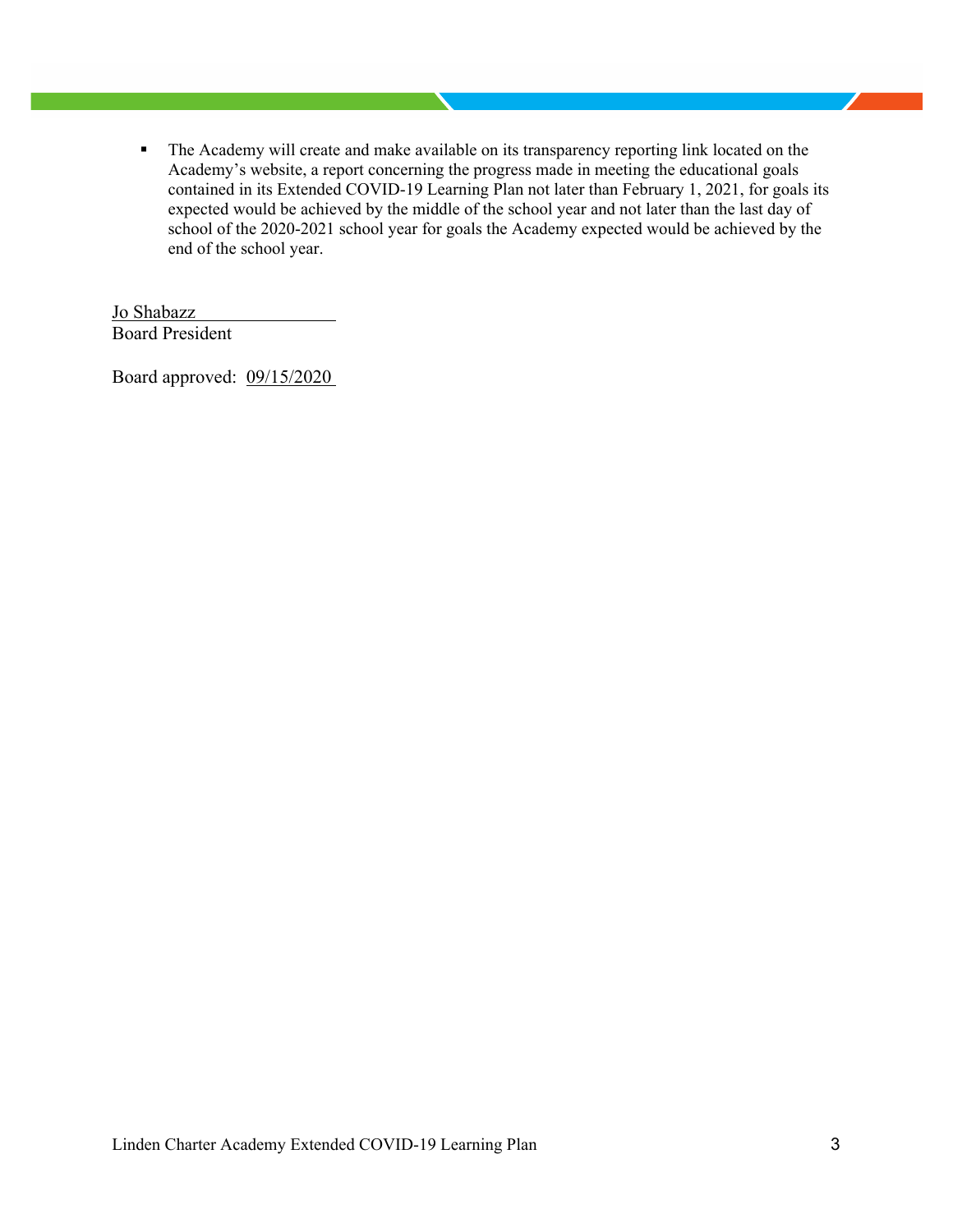- The Academy will create and make available on its transparency reporting link located on the Academy's website, a report concerning the progress made in meeting the educational goals contained in its Extended COVID-19 Learning Plan not later than February 1, 2021, for goals its expected would be achieved by the middle of the school year and not later than the last day of school of the 2020-2021 school year for goals the Academy expected would be achieved by the end of the school year.

Jo Shabazz
Board President

Board approved: 09/15/2020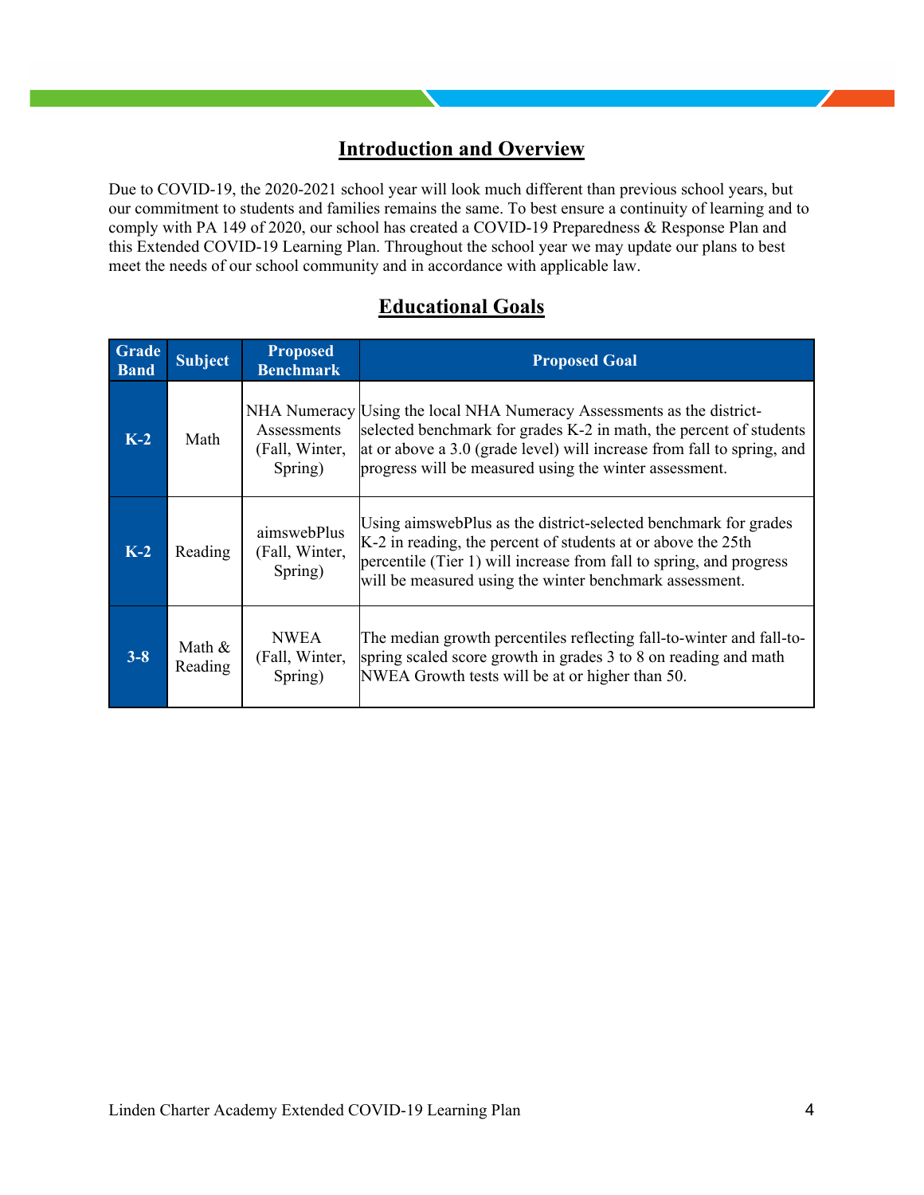## Introduction and Overview

Due to COVID-19, the 2020-2021 school year will look much different than previous school years, but our commitment to students and families remains the same. To best ensure a continuity of learning and to comply with PA 149 of 2020, our school has created a COVID-19 Preparedness & Response Plan and this Extended COVID-19 Learning Plan. Throughout the school year we may update our plans to best meet the needs of our school community and in accordance with applicable law.

## Educational Goals

| Grade Band | Subject | Proposed Benchmark | Proposed Goal |
|---|---|---|---|
| **K-2** | Math | NHA Numeracy Assessments (Fall, Winter, Spring) | Using the local NHA Numeracy Assessments as the district-selected benchmark for grades K-2 in math, the percent of students at or above a 3.0 (grade level) will increase from fall to spring, and progress will be measured using the winter assessment. |
| **K-2** | Reading | aimswebPlus (Fall, Winter, Spring) | Using aimswebPlus as the district-selected benchmark for grades K-2 in reading, the percent of students at or above the 25th percentile (Tier 1) will increase from fall to spring, and progress will be measured using the winter benchmark assessment. |
| **3-8** | Math & Reading | NWEA (Fall, Winter, Spring) | The median growth percentiles reflecting fall-to-winter and fall-to-spring scaled score growth in grades 3 to 8 on reading and math NWEA Growth tests will be at or higher than 50. |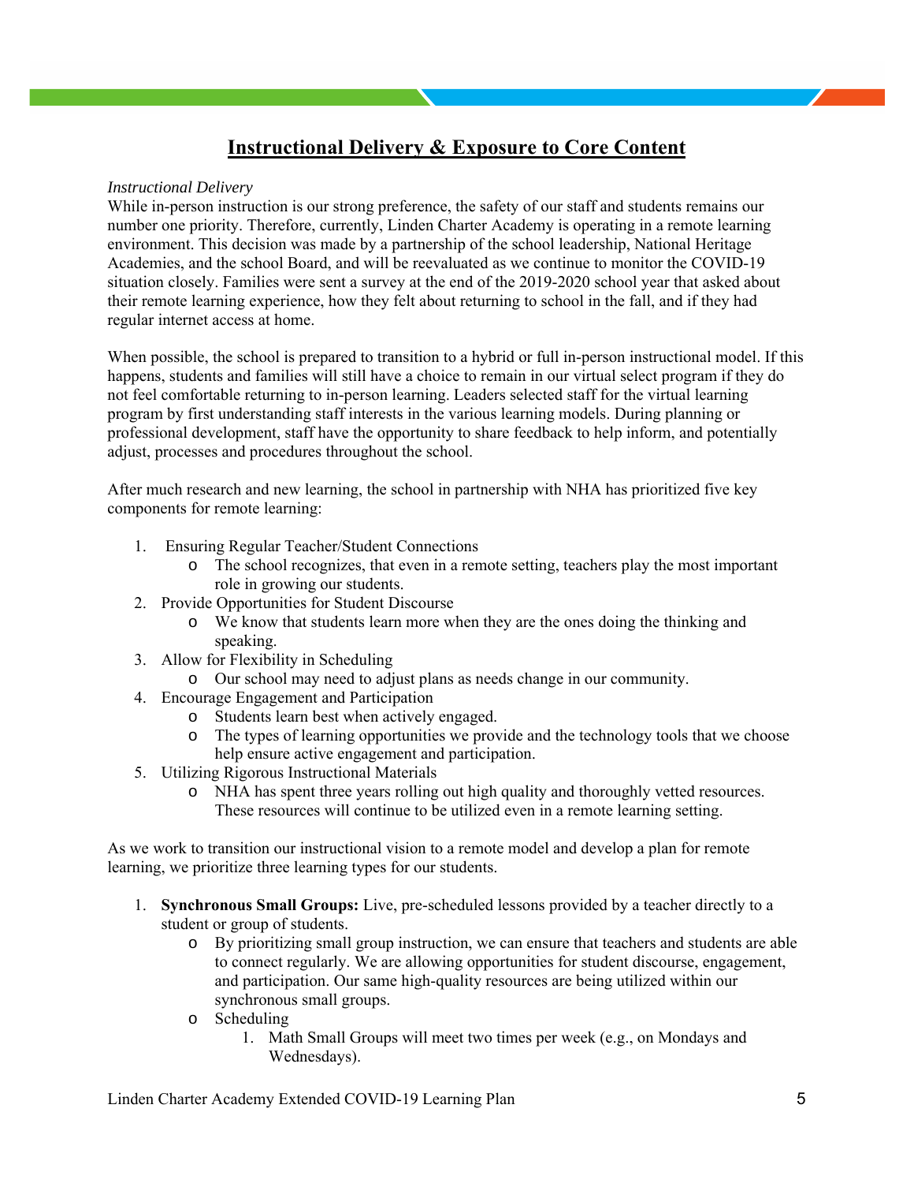## Instructional Delivery & Exposure to Core Content

*Instructional Delivery*

While in-person instruction is our strong preference, the safety of our staff and students remains our number one priority. Therefore, currently, Linden Charter Academy is operating in a remote learning environment. This decision was made by a partnership of the school leadership, National Heritage Academies, and the school Board, and will be reevaluated as we continue to monitor the COVID-19 situation closely. Families were sent a survey at the end of the 2019-2020 school year that asked about their remote learning experience, how they felt about returning to school in the fall, and if they had regular internet access at home.

When possible, the school is prepared to transition to a hybrid or full in-person instructional model. If this happens, students and families will still have a choice to remain in our virtual select program if they do not feel comfortable returning to in-person learning. Leaders selected staff for the virtual learning program by first understanding staff interests in the various learning models. During planning or professional development, staff have the opportunity to share feedback to help inform, and potentially adjust, processes and procedures throughout the school.

After much research and new learning, the school in partnership with NHA has prioritized five key components for remote learning:

1. Ensuring Regular Teacher/Student Connections
   - The school recognizes, that even in a remote setting, teachers play the most important role in growing our students.
2. Provide Opportunities for Student Discourse
   - We know that students learn more when they are the ones doing the thinking and speaking.
3. Allow for Flexibility in Scheduling
   - Our school may need to adjust plans as needs change in our community.
4. Encourage Engagement and Participation
   - Students learn best when actively engaged.
   - The types of learning opportunities we provide and the technology tools that we choose help ensure active engagement and participation.
5. Utilizing Rigorous Instructional Materials
   - NHA has spent three years rolling out high quality and thoroughly vetted resources. These resources will continue to be utilized even in a remote learning setting.

As we work to transition our instructional vision to a remote model and develop a plan for remote learning, we prioritize three learning types for our students.

1. **Synchronous Small Groups:** Live, pre-scheduled lessons provided by a teacher directly to a student or group of students.
   - By prioritizing small group instruction, we can ensure that teachers and students are able to connect regularly. We are allowing opportunities for student discourse, engagement, and participation. Our same high-quality resources are being utilized within our synchronous small groups.
   - Scheduling
     1. Math Small Groups will meet two times per week (e.g., on Mondays and Wednesdays).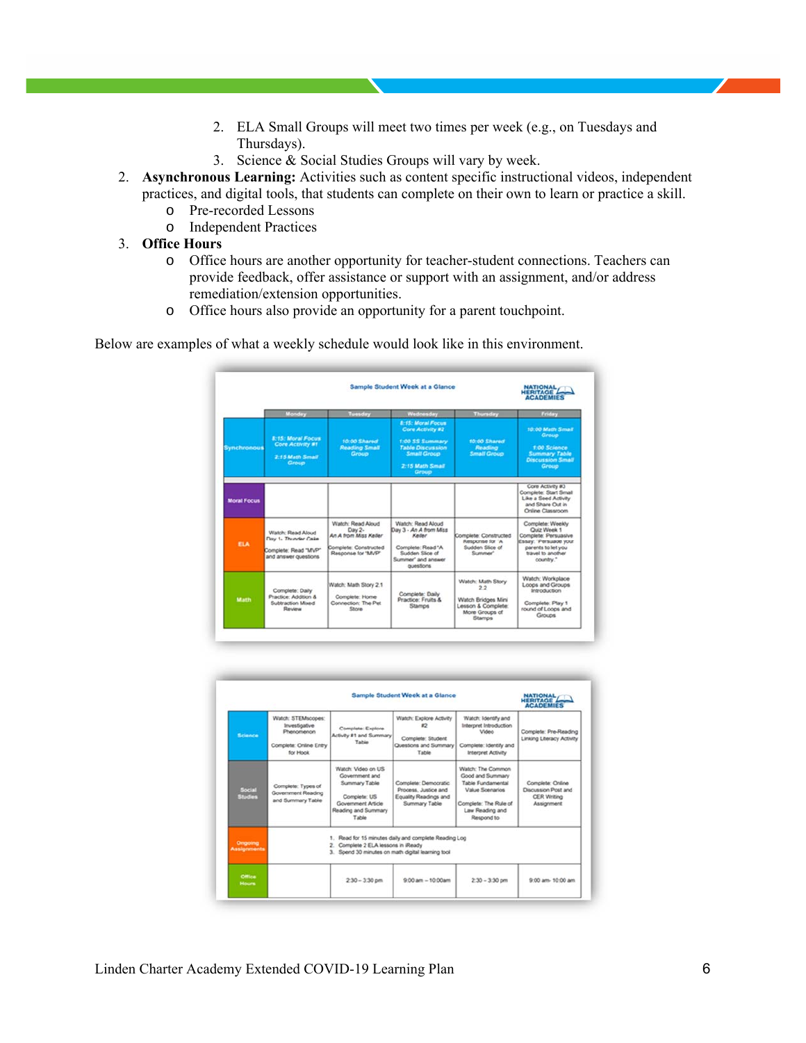2. ELA Small Groups will meet two times per week (e.g., on Tuesdays and Thursdays).
3. Science & Social Studies Groups will vary by week.

2. **Asynchronous Learning:** Activities such as content specific instructional videos, independent practices, and digital tools, that students can complete on their own to learn or practice a skill.
   - Pre-recorded Lessons
   - Independent Practices
3. **Office Hours**
   - Office hours are another opportunity for teacher-student connections. Teachers can provide feedback, offer assistance or support with an assignment, and/or address remediation/extension opportunities.
   - Office hours also provide an opportunity for a parent touchpoint.

Below are examples of what a weekly schedule would look like in this environment.

**Sample Student Week at a Glance** — NATIONAL HERITAGE ACADEMIES

| | Monday | Tuesday | Wednesday | Thursday | Friday |
|---|---|---|---|---|---|
| Synchronous | 8:15: Moral Focus Core Activity #1<br>2:15 Math Small Group | 10:00 Shared Reading Small Group | 8:15: Moral Focus Core Activity #2<br>1:00 SS Summary Table Discussion Small Group<br>2:15 Math Small Group | 10:00 Shared Reading Small Group | 10:00 Math Small Group<br>1:00 Science Summary Table Discussion Small Group |
| Moral Focus | | | | | Core Activity #3<br>Complete: Start Small Like a Seed Activity and Share Out in Online Classroom |
| ELA | Watch: Read Aloud Day 1- Thunder Cake<br>Complete: Read "MVP" and answer questions | Watch: Read Aloud Day 2- *An A from Miss Keller*<br>Complete: Constructed Response for "MVP" | Watch: Read Aloud Day 3 - *An A from Miss Keller*<br>Complete: Read "A Sudden Slice of Summer" and answer questions | Complete: Constructed Response for "A Sudden Slice of Summer" | Complete: Weekly Quiz Week 1<br>Complete: Persuasive Essay: "Persuade your parents to let you travel to another country." |
| Math | Complete: Daily Practice: Addition & Subtraction Mixed Review | Watch: Math Story 2.1<br>Complete: Home Connection: The Pet Store | Complete: Daily Practice: Fruits & Stamps | Watch: Math Story 2.2<br>Watch Bridges Mini Lesson & Complete: More Groups of Stamps | Watch: Workplace Loops and Groups Introduction<br>Complete: Play 1 round of Loops and Groups |

**Sample Student Week at a Glance** — NATIONAL HERITAGE ACADEMIES

| | | | | | |
|---|---|---|---|---|---|
| Science | Watch: STEMscopes: Investigative Phenomenon<br>Complete: Online Entry for Hook | Complete: Explore Activity #1 and Summary Table | Watch: Explore Activity #2<br>Complete: Student Questions and Summary Table | Watch: Identify and Interpret Introduction Video<br>Complete: Identify and Interpret Activity | Complete: Pre-Reading Linking Literacy Activity |
| Social Studies | Complete: Types of Government Reading and Summary Table | Watch: Video on US Government and Summary Table<br>Complete: US Government Article Reading and Summary Table | Complete: Democratic Process, Justice and Equality Readings and Summary Table | Watch: The Common Good and Summary Table Fundamental Value Scenarios<br>Complete: The Rule of Law Reading and Respond to | Complete: Online Discussion Post and CER Writing Assignment |
| Ongoing Assignments | 1. Read for 15 minutes daily and complete Reading Log<br>2. Complete 2 ELA lessons in iReady<br>3. Spend 30 minutes on math digital learning tool | | | | |
| Office Hours | | 2:30 – 3:30 pm | 9:00 am – 10:00am | 2:30 – 3:30 pm | 9:00 am- 10:00 am |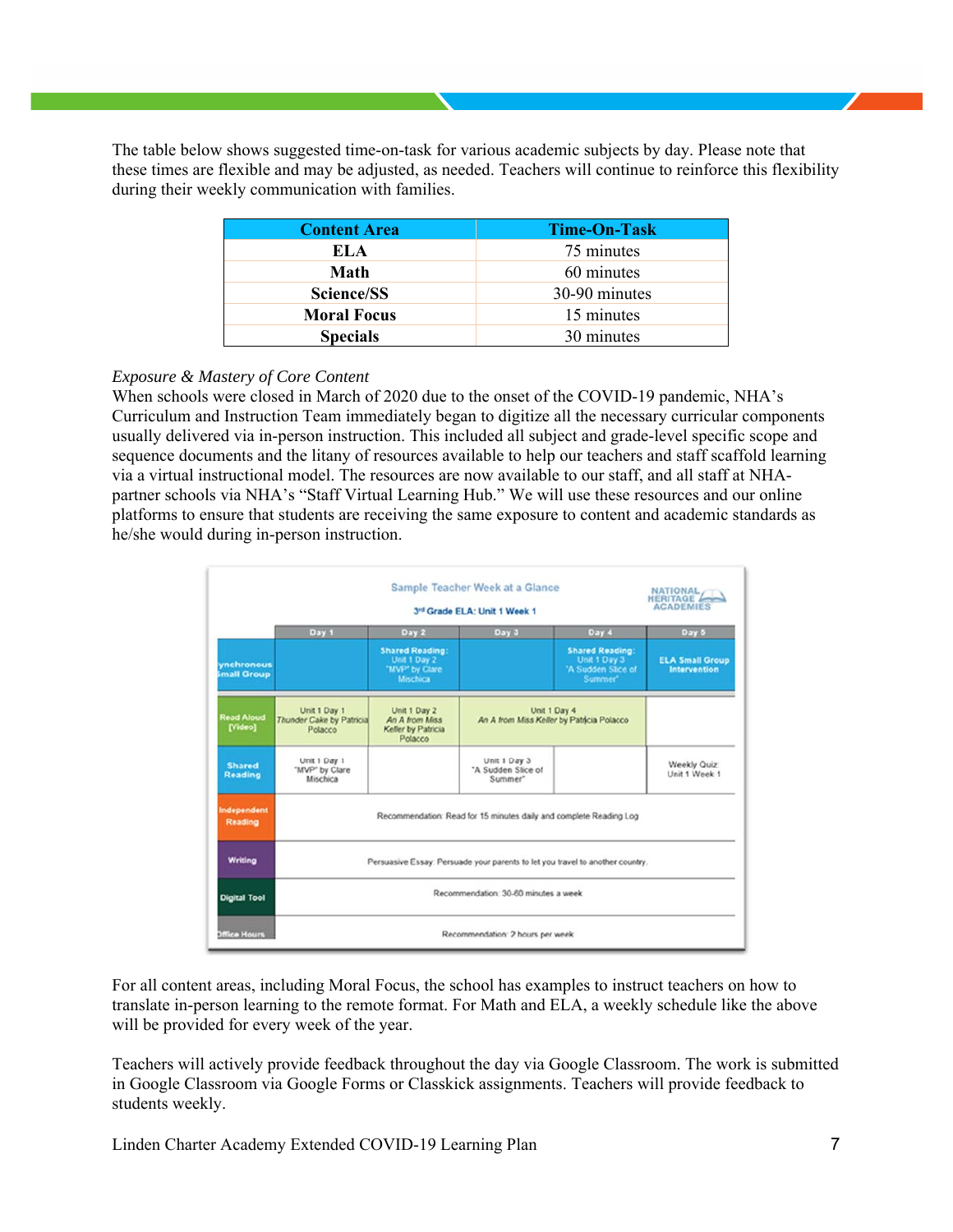The table below shows suggested time-on-task for various academic subjects by day. Please note that these times are flexible and may be adjusted, as needed. Teachers will continue to reinforce this flexibility during their weekly communication with families.

| Content Area | Time-On-Task |
|---|---|
| **ELA** | 75 minutes |
| **Math** | 60 minutes |
| **Science/SS** | 30-90 minutes |
| **Moral Focus** | 15 minutes |
| **Specials** | 30 minutes |

*Exposure & Mastery of Core Content*

When schools were closed in March of 2020 due to the onset of the COVID-19 pandemic, NHA's Curriculum and Instruction Team immediately began to digitize all the necessary curricular components usually delivered via in-person instruction. This included all subject and grade-level specific scope and sequence documents and the litany of resources available to help our teachers and staff scaffold learning via a virtual instructional model. The resources are now available to our staff, and all staff at NHA-partner schools via NHA's "Staff Virtual Learning Hub." We will use these resources and our online platforms to ensure that students are receiving the same exposure to content and academic standards as he/she would during in-person instruction.

**Sample Teacher Week at a Glance**

**3rd Grade ELA: Unit 1 Week 1**

NATIONAL HERITAGE ACADEMIES

| | Day 1 | Day 2 | Day 3 | Day 4 | Day 5 |
|---|---|---|---|---|---|
| **Synchronous Small Group** | | **Shared Reading:** Unit 1 Day 2 "MVP" by Clare Mischica | | **Shared Reading:** Unit 1 Day 3 "A Sudden Slice of Summer" | **ELA Small Group Intervention** |
| **Read Aloud [Video]** | Unit 1 Day 1 *Thunder Cake* by Patricia Polacco | Unit 1 Day 2 *An A from Miss Keller* by Patricia Polacco | Unit 1 Day 4 *An A from Miss Keller* by Patricia Polacco | | |
| **Shared Reading** | Unit 1 Day 1 "MVP" by Clare Mischica | | Unit 1 Day 3 "A Sudden Slice of Summer" | | Weekly Quiz Unit 1 Week 1 |
| **Independent Reading** | Recommendation: Read for 15 minutes daily and complete Reading Log | | | | |
| **Writing** | Persuasive Essay: Persuade your parents to let you travel to another country. | | | | |
| **Digital Tool** | Recommendation: 30-60 minutes a week | | | | |
| **Office Hours** | Recommendation: 2 hours per week | | | | |

For all content areas, including Moral Focus, the school has examples to instruct teachers on how to translate in-person learning to the remote format. For Math and ELA, a weekly schedule like the above will be provided for every week of the year.

Teachers will actively provide feedback throughout the day via Google Classroom. The work is submitted in Google Classroom via Google Forms or Classkick assignments. Teachers will provide feedback to students weekly.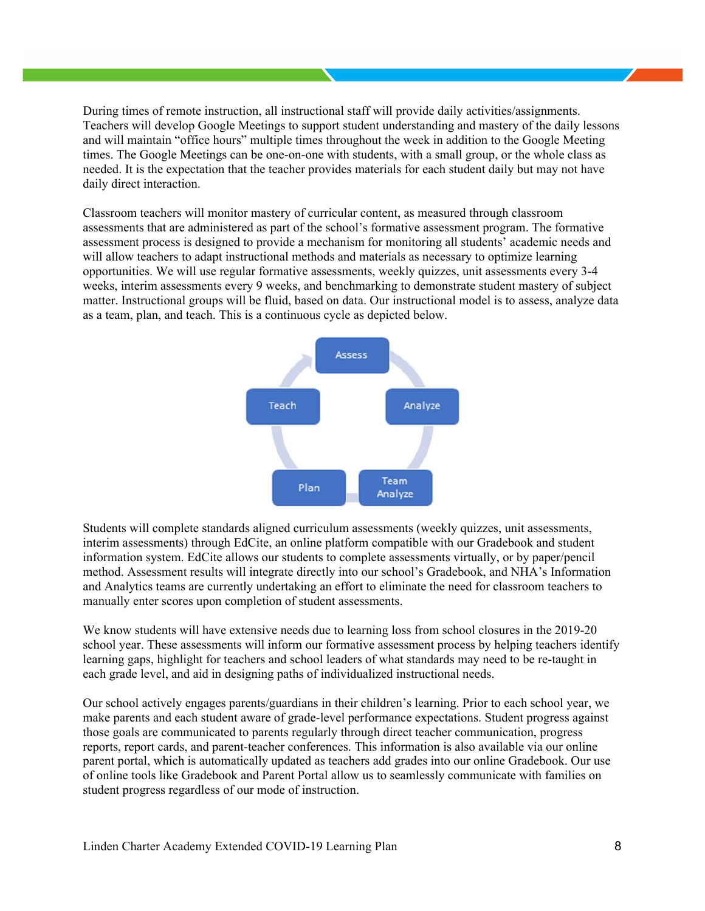During times of remote instruction, all instructional staff will provide daily activities/assignments. Teachers will develop Google Meetings to support student understanding and mastery of the daily lessons and will maintain "office hours" multiple times throughout the week in addition to the Google Meeting times. The Google Meetings can be one-on-one with students, with a small group, or the whole class as needed. It is the expectation that the teacher provides materials for each student daily but may not have daily direct interaction.

Classroom teachers will monitor mastery of curricular content, as measured through classroom assessments that are administered as part of the school's formative assessment program. The formative assessment process is designed to provide a mechanism for monitoring all students' academic needs and will allow teachers to adapt instructional methods and materials as necessary to optimize learning opportunities. We will use regular formative assessments, weekly quizzes, unit assessments every 3-4 weeks, interim assessments every 9 weeks, and benchmarking to demonstrate student mastery of subject matter. Instructional groups will be fluid, based on data. Our instructional model is to assess, analyze data as a team, plan, and teach. This is a continuous cycle as depicted below.

Assess → Analyze → Team Analyze → Plan → Teach

Students will complete standards aligned curriculum assessments (weekly quizzes, unit assessments, interim assessments) through EdCite, an online platform compatible with our Gradebook and student information system. EdCite allows our students to complete assessments virtually, or by paper/pencil method. Assessment results will integrate directly into our school's Gradebook, and NHA's Information and Analytics teams are currently undertaking an effort to eliminate the need for classroom teachers to manually enter scores upon completion of student assessments.

We know students will have extensive needs due to learning loss from school closures in the 2019-20 school year. These assessments will inform our formative assessment process by helping teachers identify learning gaps, highlight for teachers and school leaders of what standards may need to be re-taught in each grade level, and aid in designing paths of individualized instructional needs.

Our school actively engages parents/guardians in their children's learning. Prior to each school year, we make parents and each student aware of grade-level performance expectations. Student progress against those goals are communicated to parents regularly through direct teacher communication, progress reports, report cards, and parent-teacher conferences. This information is also available via our online parent portal, which is automatically updated as teachers add grades into our online Gradebook. Our use of online tools like Gradebook and Parent Portal allow us to seamlessly communicate with families on student progress regardless of our mode of instruction.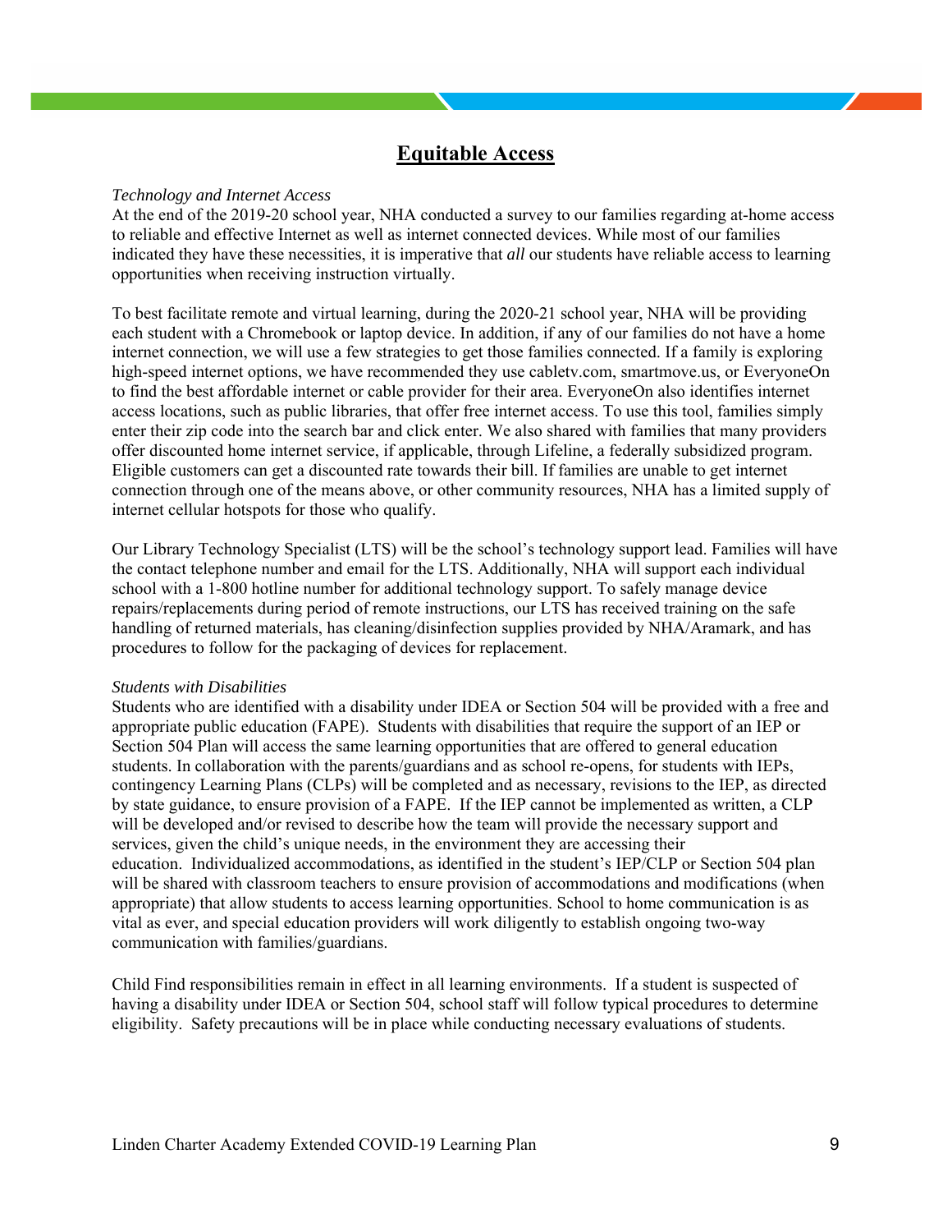## Equitable Access

*Technology and Internet Access*

At the end of the 2019-20 school year, NHA conducted a survey to our families regarding at-home access to reliable and effective Internet as well as internet connected devices. While most of our families indicated they have these necessities, it is imperative that *all* our students have reliable access to learning opportunities when receiving instruction virtually.

To best facilitate remote and virtual learning, during the 2020-21 school year, NHA will be providing each student with a Chromebook or laptop device. In addition, if any of our families do not have a home internet connection, we will use a few strategies to get those families connected. If a family is exploring high-speed internet options, we have recommended they use cabletv.com, smartmove.us, or EveryoneOn to find the best affordable internet or cable provider for their area. EveryoneOn also identifies internet access locations, such as public libraries, that offer free internet access. To use this tool, families simply enter their zip code into the search bar and click enter. We also shared with families that many providers offer discounted home internet service, if applicable, through Lifeline, a federally subsidized program. Eligible customers can get a discounted rate towards their bill. If families are unable to get internet connection through one of the means above, or other community resources, NHA has a limited supply of internet cellular hotspots for those who qualify.

Our Library Technology Specialist (LTS) will be the school's technology support lead. Families will have the contact telephone number and email for the LTS. Additionally, NHA will support each individual school with a 1-800 hotline number for additional technology support. To safely manage device repairs/replacements during period of remote instructions, our LTS has received training on the safe handling of returned materials, has cleaning/disinfection supplies provided by NHA/Aramark, and has procedures to follow for the packaging of devices for replacement.

*Students with Disabilities*

Students who are identified with a disability under IDEA or Section 504 will be provided with a free and appropriate public education (FAPE). Students with disabilities that require the support of an IEP or Section 504 Plan will access the same learning opportunities that are offered to general education students. In collaboration with the parents/guardians and as school re-opens, for students with IEPs, contingency Learning Plans (CLPs) will be completed and as necessary, revisions to the IEP, as directed by state guidance, to ensure provision of a FAPE. If the IEP cannot be implemented as written, a CLP will be developed and/or revised to describe how the team will provide the necessary support and services, given the child's unique needs, in the environment they are accessing their education. Individualized accommodations, as identified in the student's IEP/CLP or Section 504 plan will be shared with classroom teachers to ensure provision of accommodations and modifications (when appropriate) that allow students to access learning opportunities. School to home communication is as vital as ever, and special education providers will work diligently to establish ongoing two-way communication with families/guardians.

Child Find responsibilities remain in effect in all learning environments. If a student is suspected of having a disability under IDEA or Section 504, school staff will follow typical procedures to determine eligibility. Safety precautions will be in place while conducting necessary evaluations of students.